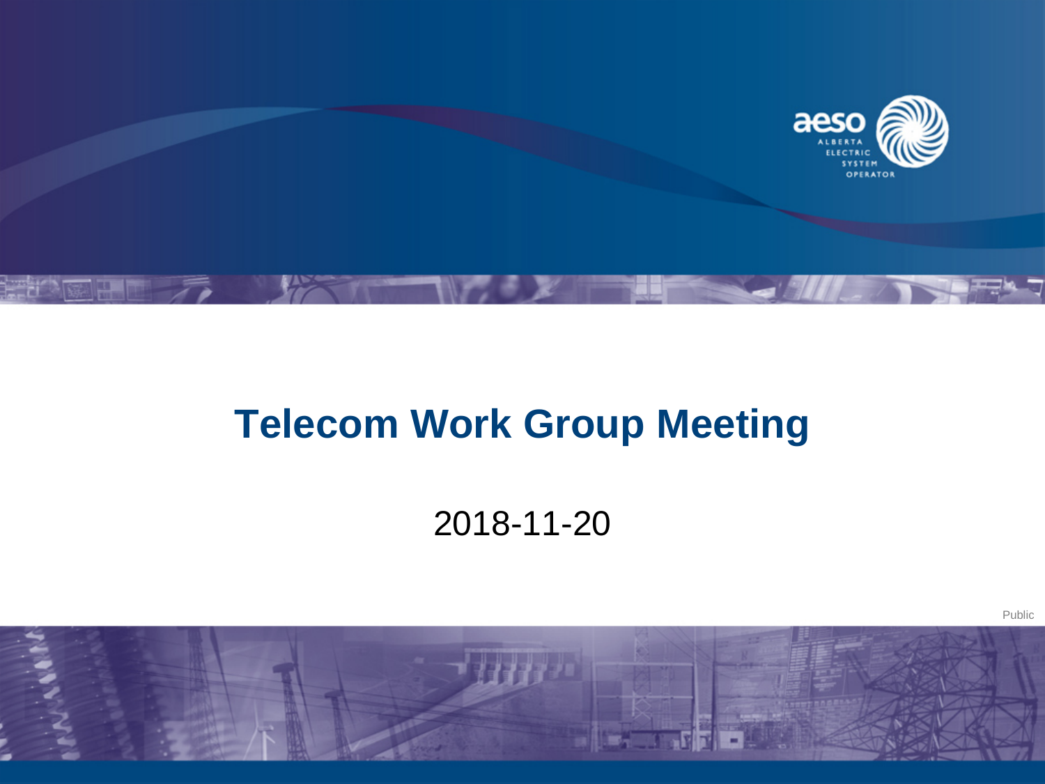# Telecom Work Group Meeting

2018-11-20

Public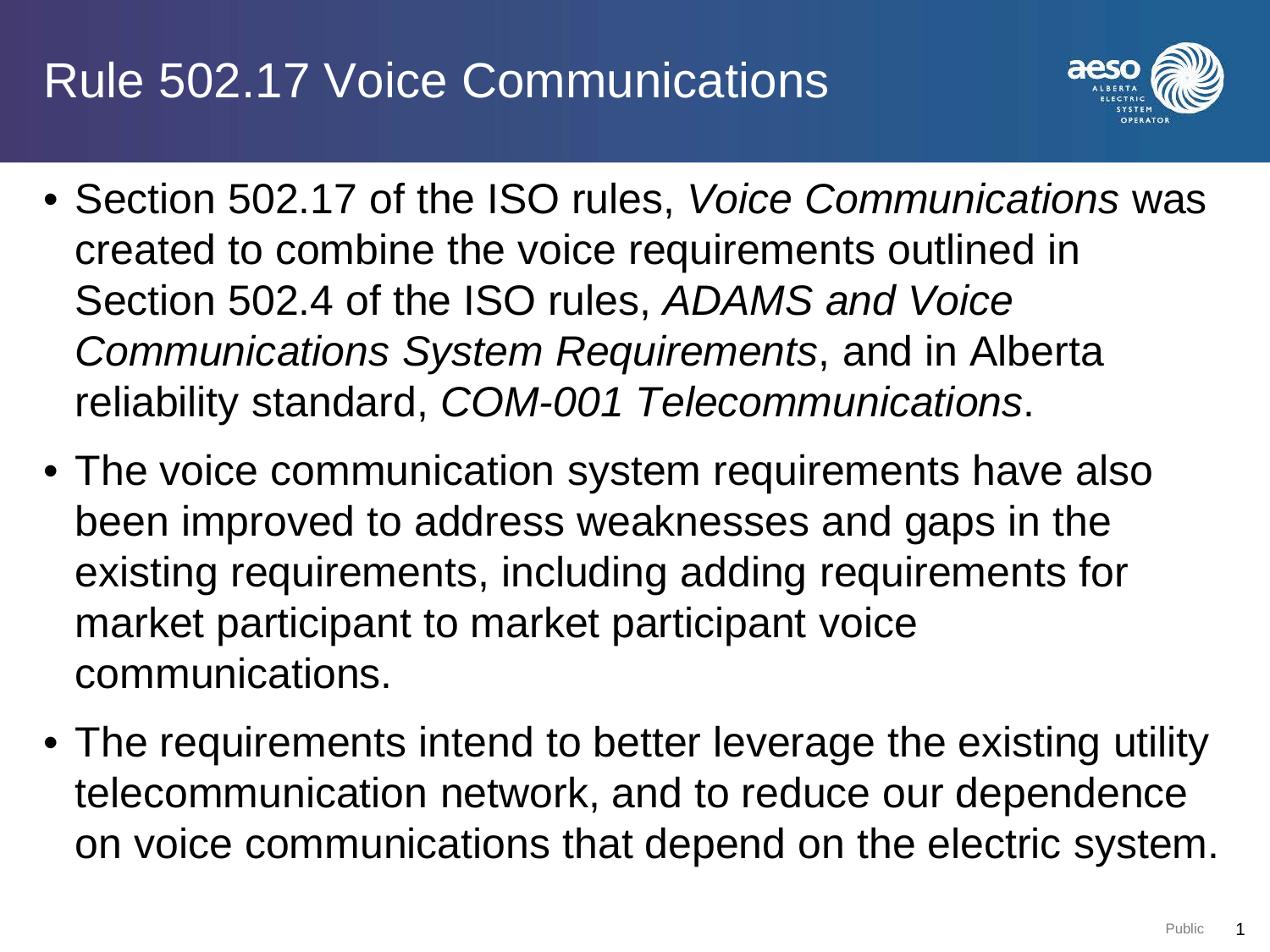# Rule 502.17 Voice Communications

- Section 502.17 of the ISO rules, *Voice Communications* was created to combine the voice requirements outlined in Section 502.4 of the ISO rules, *ADAMS and Voice Communications System Requirements*, and in Alberta reliability standard, *COM-001 Telecommunications*.
- The voice communication system requirements have also been improved to address weaknesses and gaps in the existing requirements, including adding requirements for market participant to market participant voice communications.
- The requirements intend to better leverage the existing utility telecommunication network, and to reduce our dependence on voice communications that depend on the electric system.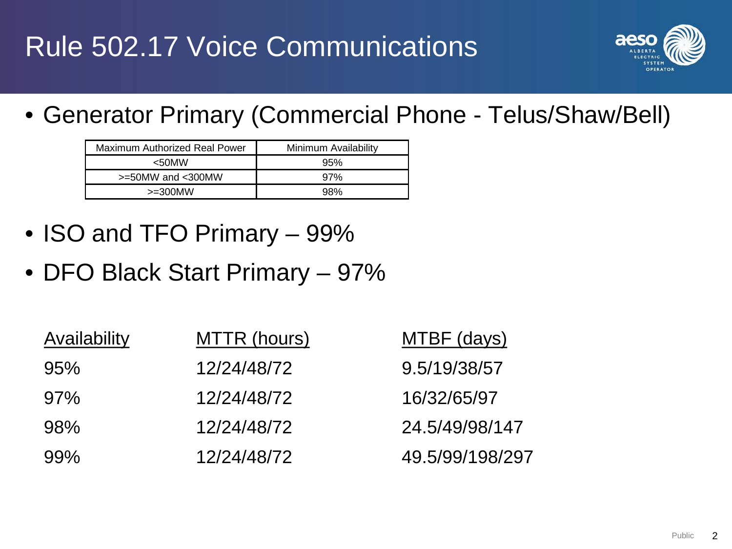# Rule 502.17 Voice Communications

- Generator Primary (Commercial Phone - Telus/Shaw/Bell)

| Maximum Authorized Real Power | Minimum Availability |
|---|---|
| <50MW | 95% |
| >=50MW and <300MW | 97% |
| >=300MW | 98% |

- ISO and TFO Primary – 99%
- DFO Black Start Primary – 97%

| Availability | MTTR (hours) | MTBF (days) |
|---|---|---|
| 95% | 12/24/48/72 | 9.5/19/38/57 |
| 97% | 12/24/48/72 | 16/32/65/97 |
| 98% | 12/24/48/72 | 24.5/49/98/147 |
| 99% | 12/24/48/72 | 49.5/99/198/297 |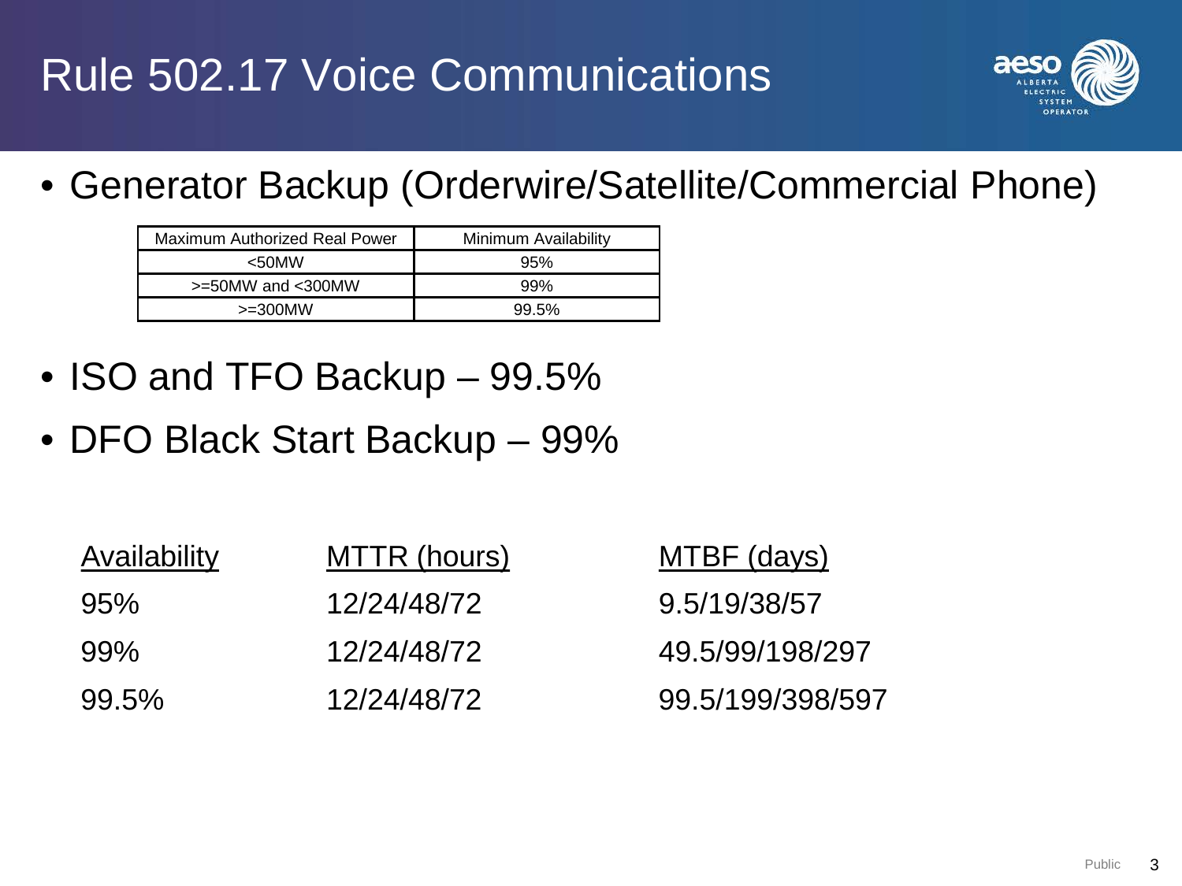# Rule 502.17 Voice Communications

- Generator Backup (Orderwire/Satellite/Commercial Phone)

| Maximum Authorized Real Power | Minimum Availability |
|---|---|
| <50MW | 95% |
| >=50MW and <300MW | 99% |
| >=300MW | 99.5% |

- ISO and TFO Backup – 99.5%
- DFO Black Start Backup – 99%

| Availability | MTTR (hours) | MTBF (days) |
|---|---|---|
| 95% | 12/24/48/72 | 9.5/19/38/57 |
| 99% | 12/24/48/72 | 49.5/99/198/297 |
| 99.5% | 12/24/48/72 | 99.5/199/398/597 |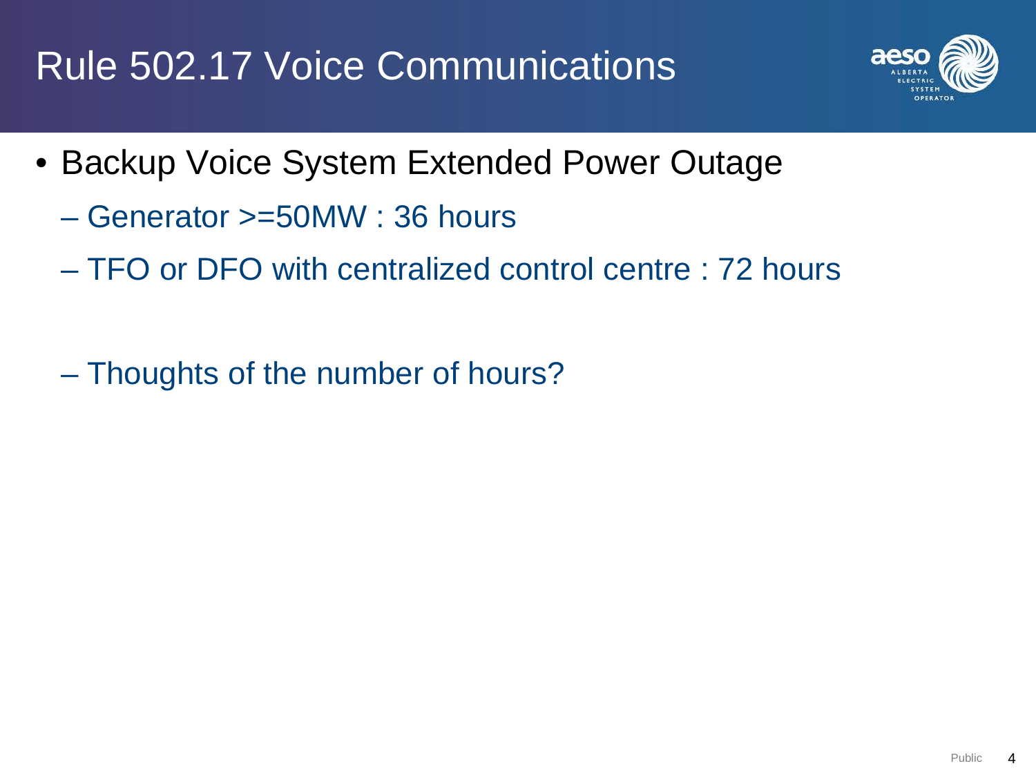# Rule 502.17 Voice Communications

- Backup Voice System Extended Power Outage
  - Generator >=50MW : 36 hours
  - TFO or DFO with centralized control centre : 72 hours

  - Thoughts of the number of hours?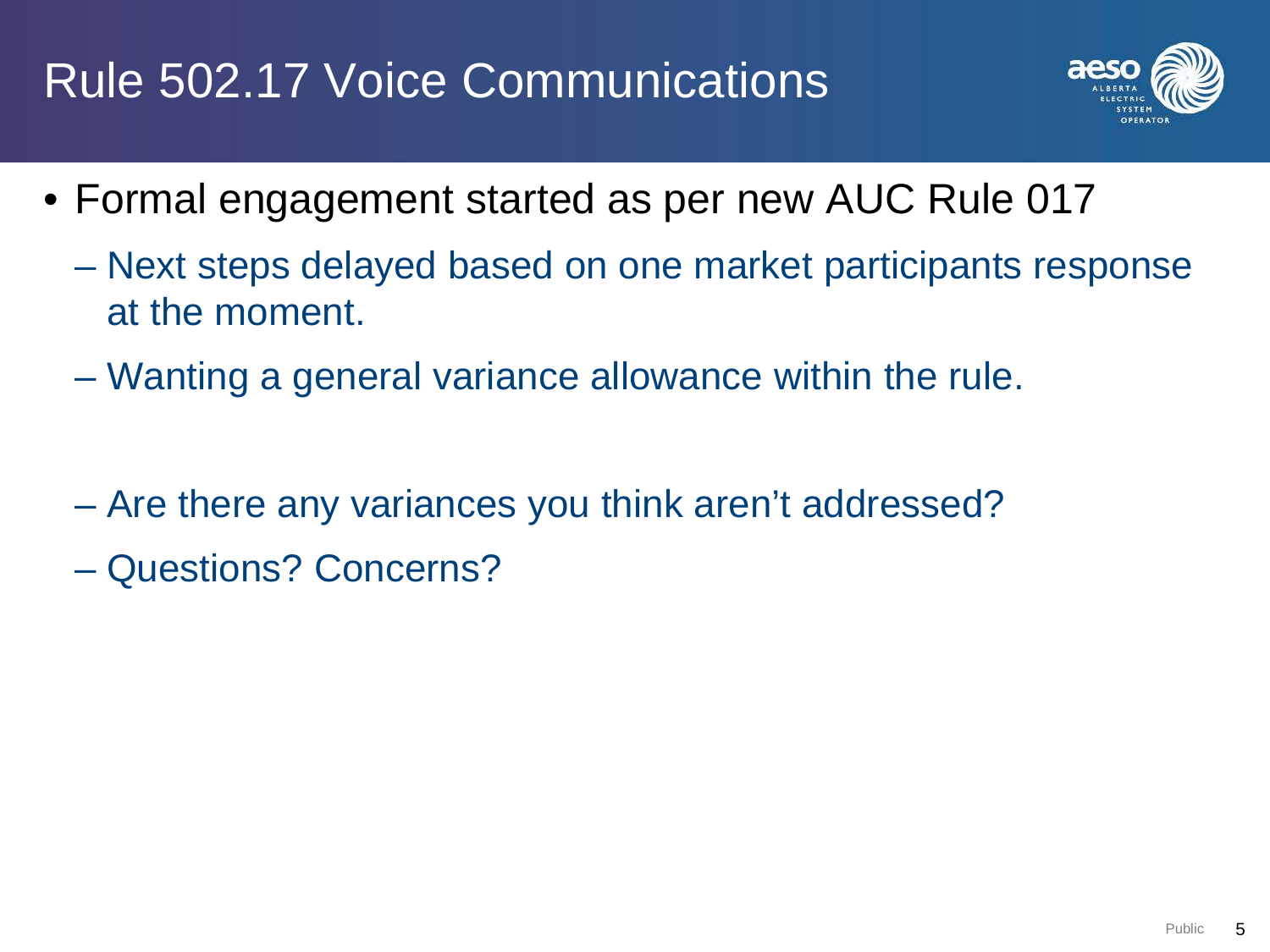# Rule 502.17 Voice Communications

- Formal engagement started as per new AUC Rule 017
  - Next steps delayed based on one market participants response at the moment.
  - Wanting a general variance allowance within the rule.
  - Are there any variances you think aren't addressed?
  - Questions? Concerns?